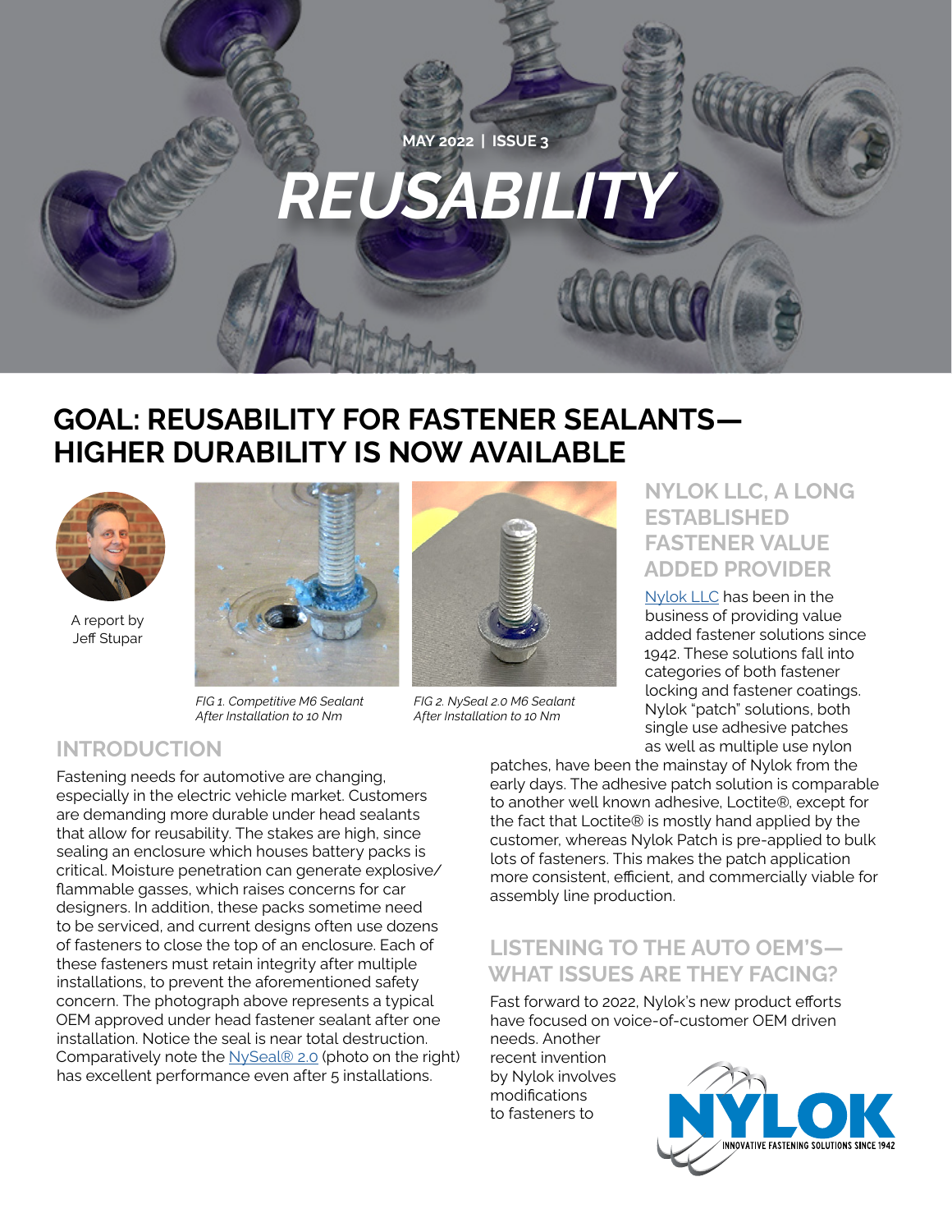MAY 2022 | ISSUE 3

# REUSABILITY

## GOAL: REUSABILITY FOR FASTENER SEALANTS— HIGHER DURABILITY IS NOW AVAILABLE

A report by Jeff Stupar

*FIG 1. Competitive M6 Sealant After Installation to 10 Nm*

*FIG 2. NySeal 2.0 M6 Sealant After Installation to 10 Nm*

### INTRODUCTION

Fastening needs for automotive are changing, especially in the electric vehicle market. Customers are demanding more durable under head sealants that allow for reusability. The stakes are high, since sealing an enclosure which houses battery packs is critical. Moisture penetration can generate explosive/flammable gasses, which raises concerns for car designers. In addition, these packs sometime need to be serviced, and current designs often use dozens of fasteners to close the top of an enclosure. Each of these fasteners must retain integrity after multiple installations, to prevent the aforementioned safety concern. The photograph above represents a typical OEM approved under head fastener sealant after one installation. Notice the seal is near total destruction. Comparatively note the NySeal® 2.0 (photo on the right) has excellent performance even after 5 installations.

### NYLOK LLC, A LONG ESTABLISHED FASTENER VALUE ADDED PROVIDER

Nylok LLC has been in the business of providing value added fastener solutions since 1942. These solutions fall into categories of both fastener locking and fastener coatings. Nylok "patch" solutions, both single use adhesive patches as well as multiple use nylon patches, have been the mainstay of Nylok from the early days. The adhesive patch solution is comparable to another well known adhesive, Loctite®, except for the fact that Loctite® is mostly hand applied by the customer, whereas Nylok Patch is pre-applied to bulk lots of fasteners. This makes the patch application more consistent, efficient, and commercially viable for assembly line production.

### LISTENING TO THE AUTO OEM'S— WHAT ISSUES ARE THEY FACING?

Fast forward to 2022, Nylok's new product efforts have focused on voice-of-customer OEM driven needs. Another recent invention by Nylok involves modifications to fasteners to

NYLOK INNOVATIVE FASTENING SOLUTIONS SINCE 1942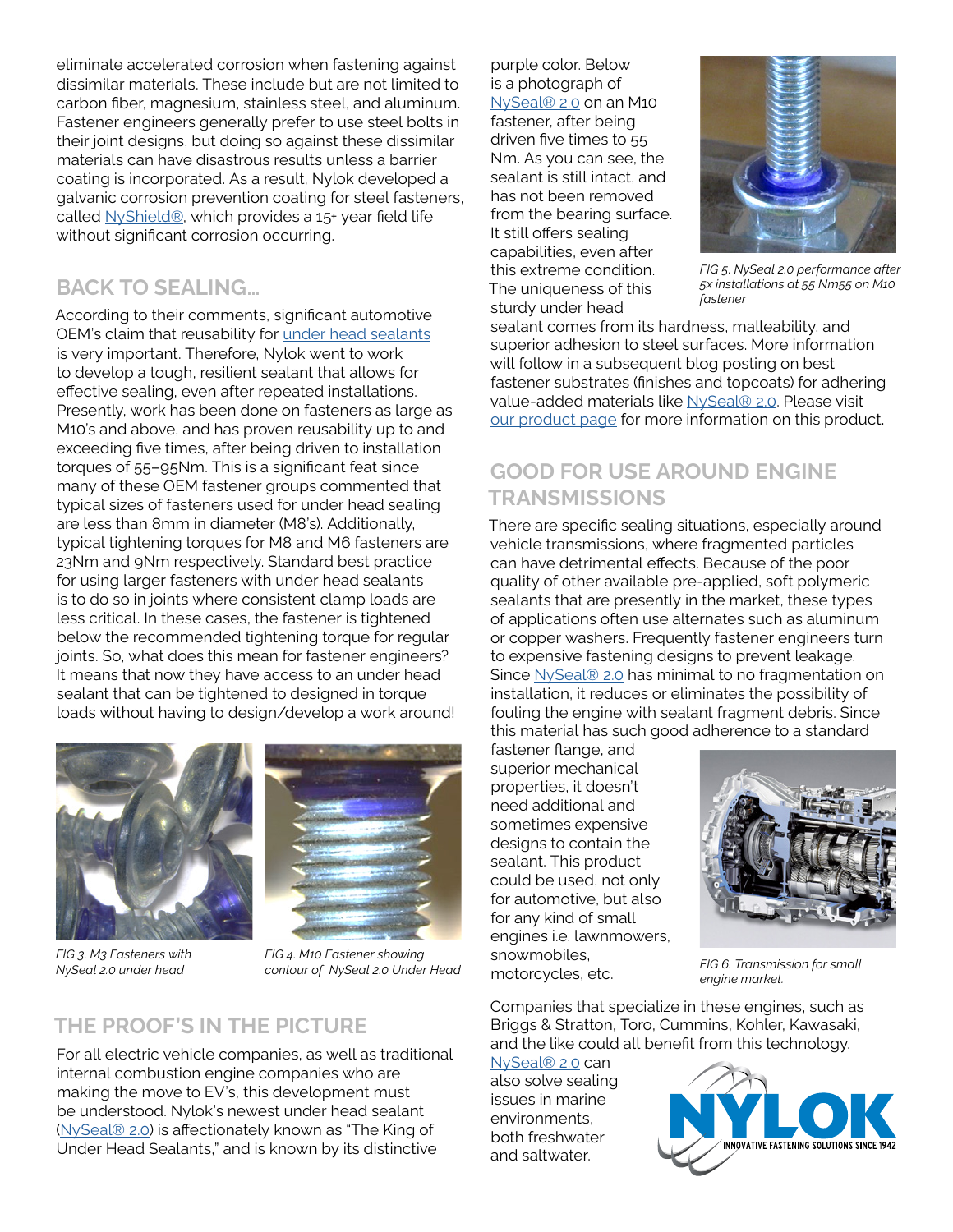eliminate accelerated corrosion when fastening against dissimilar materials. These include but are not limited to carbon fiber, magnesium, stainless steel, and aluminum. Fastener engineers generally prefer to use steel bolts in their joint designs, but doing so against these dissimilar materials can have disastrous results unless a barrier coating is incorporated. As a result, Nylok developed a galvanic corrosion prevention coating for steel fasteners, called NyShield®, which provides a 15+ year field life without significant corrosion occurring.

## BACK TO SEALING...

According to their comments, significant automotive OEM's claim that reusability for under head sealants is very important. Therefore, Nylok went to work to develop a tough, resilient sealant that allows for effective sealing, even after repeated installations. Presently, work has been done on fasteners as large as M10's and above, and has proven reusability up to and exceeding five times, after being driven to installation torques of 55–95Nm. This is a significant feat since many of these OEM fastener groups commented that typical sizes of fasteners used for under head sealing are less than 8mm in diameter (M8's). Additionally, typical tightening torques for M8 and M6 fasteners are 23Nm and 9Nm respectively. Standard best practice for using larger fasteners with under head sealants is to do so in joints where consistent clamp loads are less critical. In these cases, the fastener is tightened below the recommended tightening torque for regular joints. So, what does this mean for fastener engineers? It means that now they have access to an under head sealant that can be tightened to designed in torque loads without having to design/develop a work around!

*FIG 3. M3 Fasteners with NySeal 2.0 under head*

*FIG 4. M10 Fastener showing contour of NySeal 2.0 Under Head*

## THE PROOF'S IN THE PICTURE

For all electric vehicle companies, as well as traditional internal combustion engine companies who are making the move to EV's, this development must be understood. Nylok's newest under head sealant (NySeal® 2.0) is affectionately known as "The King of Under Head Sealants," and is known by its distinctive purple color. Below is a photograph of NySeal® 2.0 on an M10 fastener, after being driven five times to 55 Nm. As you can see, the sealant is still intact, and has not been removed from the bearing surface. It still offers sealing capabilities, even after this extreme condition. The uniqueness of this sturdy under head sealant comes from its hardness, malleability, and superior adhesion to steel surfaces. More information will follow in a subsequent blog posting on best fastener substrates (finishes and topcoats) for adhering value-added materials like NySeal® 2.0. Please visit our product page for more information on this product.

*FIG 5. NySeal 2.0 performance after 5x installations at 55 Nm55 on M10 fastener*

## GOOD FOR USE AROUND ENGINE TRANSMISSIONS

There are specific sealing situations, especially around vehicle transmissions, where fragmented particles can have detrimental effects. Because of the poor quality of other available pre-applied, soft polymeric sealants that are presently in the market, these types of applications often use alternates such as aluminum or copper washers. Frequently fastener engineers turn to expensive fastening designs to prevent leakage. Since NySeal® 2.0 has minimal to no fragmentation on installation, it reduces or eliminates the possibility of fouling the engine with sealant fragment debris. Since this material has such good adherence to a standard fastener flange, and superior mechanical properties, it doesn't need additional and sometimes expensive designs to contain the sealant. This product could be used, not only for automotive, but also for any kind of small engines i.e. lawnmowers, snowmobiles, motorcycles, etc.

*FIG 6. Transmission for small engine market.*

Companies that specialize in these engines, such as Briggs & Stratton, Toro, Cummins, Kohler, Kawasaki, and the like could all benefit from this technology. NySeal® 2.0 can also solve sealing issues in marine environments, both freshwater and saltwater.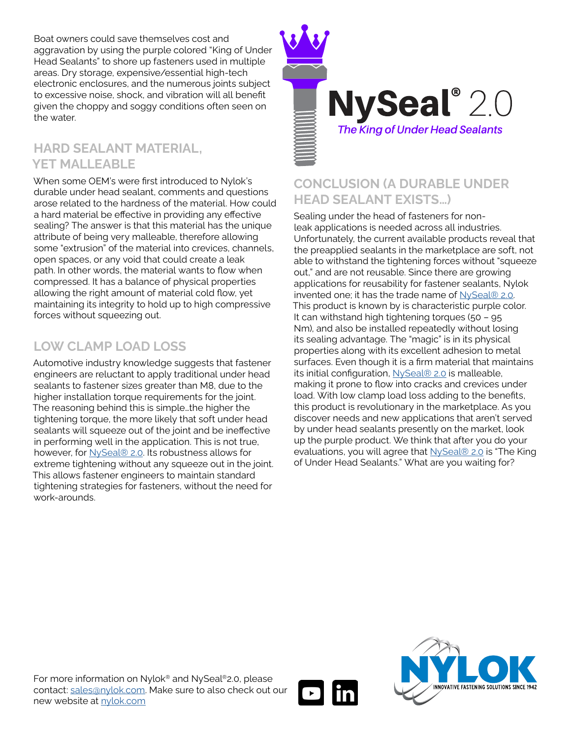Boat owners could save themselves cost and aggravation by using the purple colored "King of Under Head Sealants" to shore up fasteners used in multiple areas. Dry storage, expensive/essential high-tech electronic enclosures, and the numerous joints subject to excessive noise, shock, and vibration will all benefit given the choppy and soggy conditions often seen on the water.

## HARD SEALANT MATERIAL, YET MALLEABLE

When some OEM's were first introduced to Nylok's durable under head sealant, comments and questions arose related to the hardness of the material. How could a hard material be effective in providing any effective sealing? The answer is that this material has the unique attribute of being very malleable, therefore allowing some "extrusion" of the material into crevices, channels, open spaces, or any void that could create a leak path. In other words, the material wants to flow when compressed. It has a balance of physical properties allowing the right amount of material cold flow, yet maintaining its integrity to hold up to high compressive forces without squeezing out.

## LOW CLAMP LOAD LOSS

Automotive industry knowledge suggests that fastener engineers are reluctant to apply traditional under head sealants to fastener sizes greater than M8, due to the higher installation torque requirements for the joint. The reasoning behind this is simple…the higher the tightening torque, the more likely that soft under head sealants will squeeze out of the joint and be ineffective in performing well in the application. This is not true, however, for NySeal® 2.0. Its robustness allows for extreme tightening without any squeeze out in the joint. This allows fastener engineers to maintain standard tightening strategies for fasteners, without the need for work-arounds.

**NySeal® 2.0**

*The King of Under Head Sealants*

## CONCLUSION (A DURABLE UNDER HEAD SEALANT EXISTS…)

Sealing under the head of fasteners for non-leak applications is needed across all industries. Unfortunately, the current available products reveal that the preapplied sealants in the marketplace are soft, not able to withstand the tightening forces without "squeeze out," and are not reusable. Since there are growing applications for reusability for fastener sealants, Nylok invented one; it has the trade name of NySeal® 2.0. This product is known by is characteristic purple color. It can withstand high tightening torques (50 – 95 Nm), and also be installed repeatedly without losing its sealing advantage. The "magic" is in its physical properties along with its excellent adhesion to metal surfaces. Even though it is a firm material that maintains its initial configuration, NySeal® 2.0 is malleable, making it prone to flow into cracks and crevices under load. With low clamp load loss adding to the benefits, this product is revolutionary in the marketplace. As you discover needs and new applications that aren't served by under head sealants presently on the market, look up the purple product. We think that after you do your evaluations, you will agree that NySeal® 2.0 is "The King of Under Head Sealants." What are you waiting for?

For more information on Nylok® and NySeal®2.0, please contact: sales@nylok.com. Make sure to also check out our new website at nylok.com

NYLOK INNOVATIVE FASTENING SOLUTIONS SINCE 1942